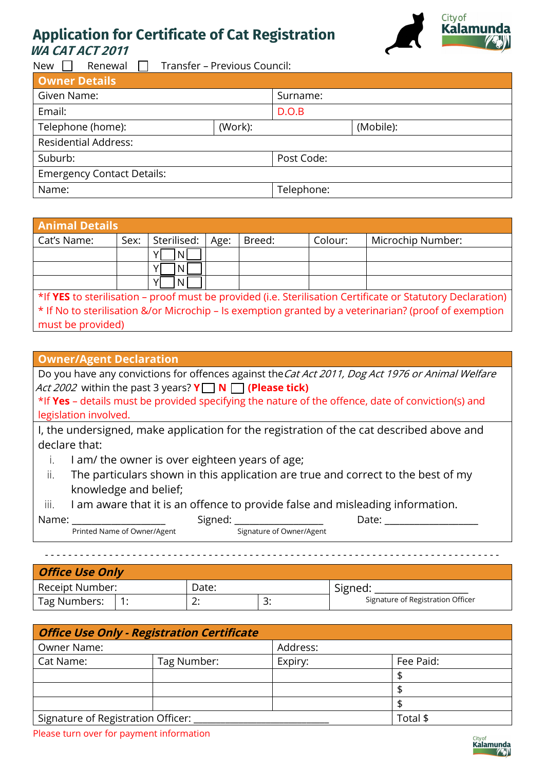# Application for Certificate of Cat Registration

## *WA CAT ACT 2011*

New ☐ Renewal ☐ Transfer – Previous Council:

| Owner Details | | |
|---|---|---|
| Given Name: | | Surname: |
| Email: | | D.O.B |
| Telephone (home): | (Work): | (Mobile): |
| Residential Address: | | |
| Suburb: | | Post Code: |
| Emergency Contact Details: | | |
| Name: | | Telephone: |

| Animal Details | | | | | | |
|---|---|---|---|---|---|---|
| Cat's Name: | Sex: | Sterilised: | Age: | Breed: | Colour: | Microchip Number: |
| | | Y☐ N☐ | | | | |
| | | Y☐ N☐ | | | | |
| | | Y☐ N☐ | | | | |

*If **YES** to sterilisation – proof must be provided (i.e. Sterilisation Certificate or Statutory Declaration)
* If No to sterilisation &/or Microchip – Is exemption granted by a veterinarian? (proof of exemption must be provided)

## Owner/Agent Declaration

Do you have any convictions for offences against the *Cat Act 2011, Dog Act 1976 or Animal Welfare Act 2002* within the past 3 years? **Y** ☐ **N** ☐ **(Please tick)**

*If **Yes** – details must be provided specifying the nature of the offence, date of conviction(s) and legislation involved.

I, the undersigned, make application for the registration of the cat described above and declare that:

i. I am/ the owner is over eighteen years of age;
ii. The particulars shown in this application are true and correct to the best of my knowledge and belief;
iii. I am aware that it is an offence to provide false and misleading information.

Name: ___________________ Signed: __________________ Date: ___________________
Printed Name of Owner/Agent Signature of Owner/Agent

| *Office Use Only* | | | | |
|---|---|---|---|---|
| Receipt Number: | | Date: | | Signed: __________________ Signature of Registration Officer |
| Tag Numbers: | 1: | 2: | 3: | |

| *Office Use Only - Registration Certificate* | | | |
|---|---|---|---|
| Owner Name: | | Address: | |
| Cat Name: | Tag Number: | Expiry: | Fee Paid: |
| | | | $ |
| | | | $ |
| | | | $ |
| Signature of Registration Officer: ____________________________ | | | Total $ |

Please turn over for payment information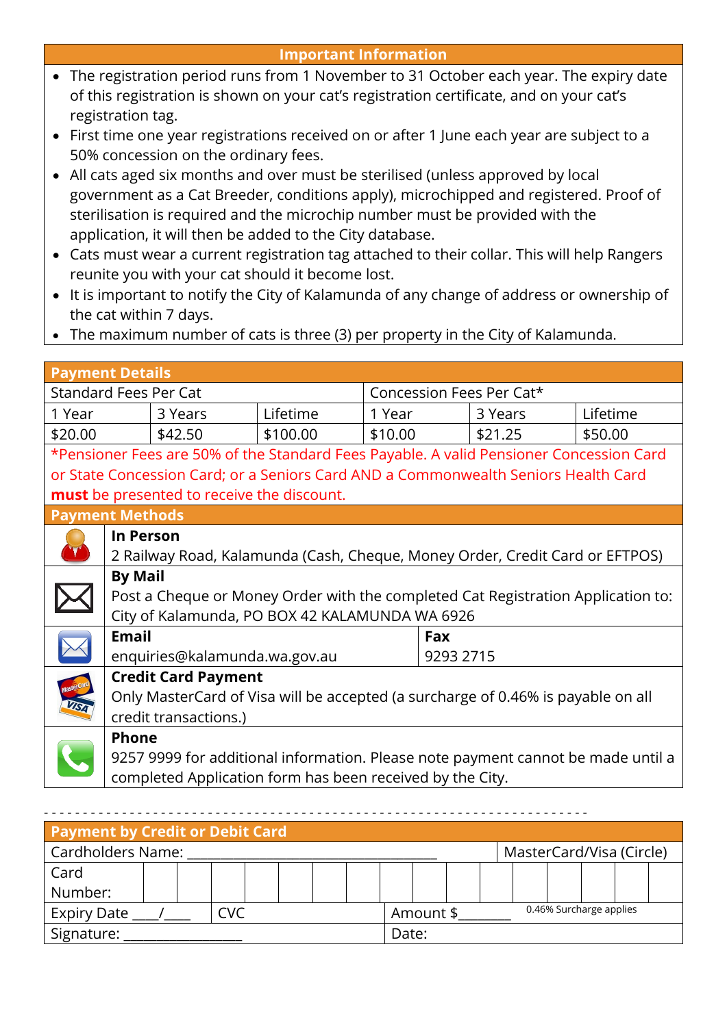## Important Information

- The registration period runs from 1 November to 31 October each year. The expiry date of this registration is shown on your cat's registration certificate, and on your cat's registration tag.
- First time one year registrations received on or after 1 June each year are subject to a 50% concession on the ordinary fees.
- All cats aged six months and over must be sterilised (unless approved by local government as a Cat Breeder, conditions apply), microchipped and registered. Proof of sterilisation is required and the microchip number must be provided with the application, it will then be added to the City database.
- Cats must wear a current registration tag attached to their collar. This will help Rangers reunite you with your cat should it become lost.
- It is important to notify the City of Kalamunda of any change of address or ownership of the cat within 7 days.
- The maximum number of cats is three (3) per property in the City of Kalamunda.

## Payment Details

| Standard Fees Per Cat | | | Concession Fees Per Cat* | | |
|---|---|---|---|---|---|
| 1 Year | 3 Years | Lifetime | 1 Year | 3 Years | Lifetime |
| $20.00 | $42.50 | $100.00 | $10.00 | $21.25 | $50.00 |

*Pensioner Fees are 50% of the Standard Fees Payable. A valid Pensioner Concession Card or State Concession Card; or a Seniors Card AND a Commonwealth Seniors Health Card **must** be presented to receive the discount.

## Payment Methods

**In Person**
2 Railway Road, Kalamunda (Cash, Cheque, Money Order, Credit Card or EFTPOS)

**By Mail**
Post a Cheque or Money Order with the completed Cat Registration Application to: City of Kalamunda, PO BOX 42 KALAMUNDA WA 6926

**Email**
enquiries@kalamunda.wa.gov.au

**Fax**
9293 2715

**Credit Card Payment**
Only MasterCard of Visa will be accepted (a surcharge of 0.46% is payable on all credit transactions.)

**Phone**
9257 9999 for additional information. Please note payment cannot be made until a completed Application form has been received by the City.

- - - - - - - - - - - - - - - - - - - - - - - - - - - - - - - - - - - - - - - - - - - - - - - - - - - - - - - - - - - - - - - -

## Payment by Credit or Debit Card

| | |
|---|---|
| Cardholders Name: ___________________________________ | MasterCard/Visa (Circle) |
| Card Number: | |
| Expiry Date ____/____ CVC | Amount $________ 0.46% Surcharge applies |
| Signature: _________________ | Date: |